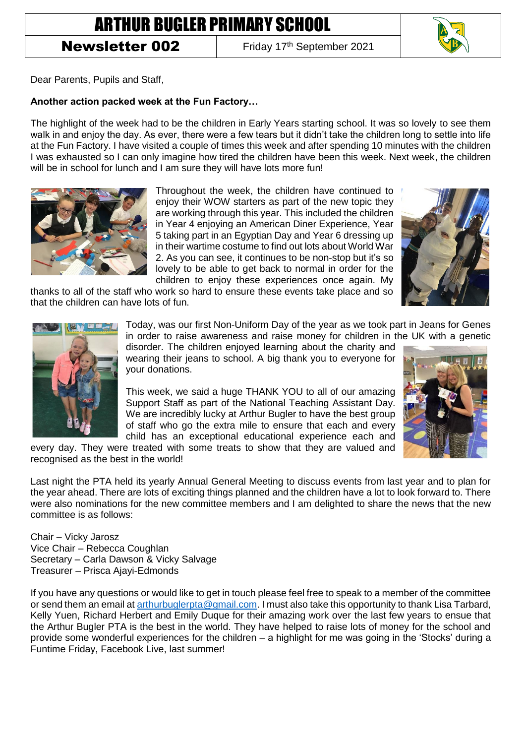# ARTHUR BUGLER PRIMARY SCHOOL

**Newsletter 002** — Friday 17th September 2021

Dear Parents, Pupils and Staff,

**Another action packed week at the Fun Factory…**

The highlight of the week had to be the children in Early Years starting school. It was so lovely to see them walk in and enjoy the day. As ever, there were a few tears but it didn't take the children long to settle into life at the Fun Factory. I have visited a couple of times this week and after spending 10 minutes with the children I was exhausted so I can only imagine how tired the children have been this week. Next week, the children will be in school for lunch and I am sure they will have lots more fun!

Throughout the week, the children have continued to enjoy their WOW starters as part of the new topic they are working through this year. This included the children in Year 4 enjoying an American Diner Experience, Year 5 taking part in an Egyptian Day and Year 6 dressing up in their wartime costume to find out lots about World War 2. As you can see, it continues to be non-stop but it's so lovely to be able to get back to normal in order for the children to enjoy these experiences once again. My thanks to all of the staff who work so hard to ensure these events take place and so that the children can have lots of fun.

Today, was our first Non-Uniform Day of the year as we took part in Jeans for Genes in order to raise awareness and raise money for children in the UK with a genetic disorder. The children enjoyed learning about the charity and wearing their jeans to school. A big thank you to everyone for your donations.

This week, we said a huge THANK YOU to all of our amazing Support Staff as part of the National Teaching Assistant Day. We are incredibly lucky at Arthur Bugler to have the best group of staff who go the extra mile to ensure that each and every child has an exceptional educational experience each and every day. They were treated with some treats to show that they are valued and recognised as the best in the world!

Last night the PTA held its yearly Annual General Meeting to discuss events from last year and to plan for the year ahead. There are lots of exciting things planned and the children have a lot to look forward to. There were also nominations for the new committee members and I am delighted to share the news that the new committee is as follows:

Chair – Vicky Jarosz
Vice Chair – Rebecca Coughlan
Secretary – Carla Dawson & Vicky Salvage
Treasurer – Prisca Ajayi-Edmonds

If you have any questions or would like to get in touch please feel free to speak to a member of the committee or send them an email at arthurbuglerpta@gmail.com. I must also take this opportunity to thank Lisa Tarbard, Kelly Yuen, Richard Herbert and Emily Duque for their amazing work over the last few years to ensue that the Arthur Bugler PTA is the best in the world. They have helped to raise lots of money for the school and provide some wonderful experiences for the children – a highlight for me was going in the 'Stocks' during a Funtime Friday, Facebook Live, last summer!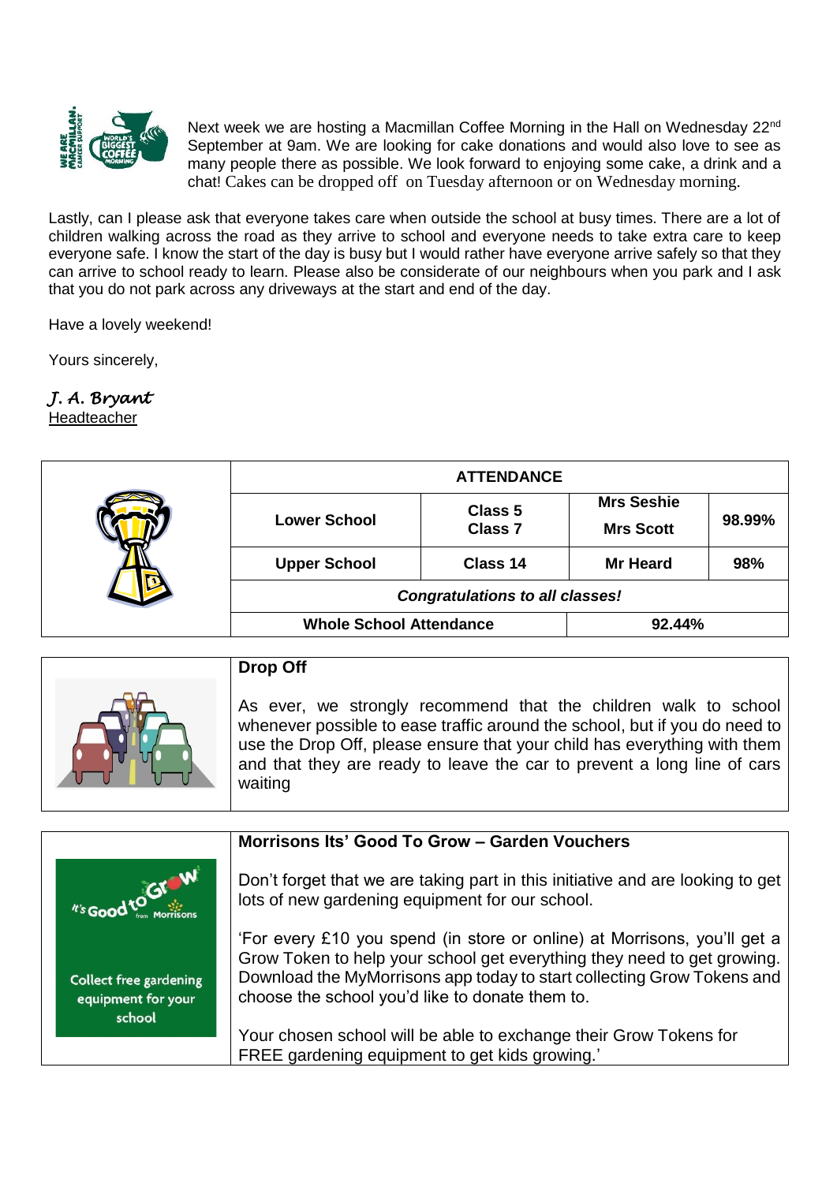Next week we are hosting a Macmillan Coffee Morning in the Hall on Wednesday 22nd September at 9am. We are looking for cake donations and would also love to see as many people there as possible. We look forward to enjoying some cake, a drink and a chat! Cakes can be dropped off on Tuesday afternoon or on Wednesday morning.

Lastly, can I please ask that everyone takes care when outside the school at busy times. There are a lot of children walking across the road as they arrive to school and everyone needs to take extra care to keep everyone safe. I know the start of the day is busy but I would rather have everyone arrive safely so that they can arrive to school ready to learn. Please also be considerate of our neighbours when you park and I ask that you do not park across any driveways at the start and end of the day.

Have a lovely weekend!

Yours sincerely,

*J. A. Bryant*
Headteacher

| ATTENDANCE | | | |
|---|---|---|---|
| **Lower School** | **Class 5 Class 7** | **Mrs Seshie Mrs Scott** | **98.99%** |
| **Upper School** | **Class 14** | **Mr Heard** | **98%** |
| ***Congratulations to all classes!*** | | | |
| **Whole School Attendance** | | **92.44%** | |

**Drop Off**

As ever, we strongly recommend that the children walk to school whenever possible to ease traffic around the school, but if you do need to use the Drop Off, please ensure that your child has everything with them and that they are ready to leave the car to prevent a long line of cars waiting

**Morrisons Its' Good To Grow – Garden Vouchers**

Don't forget that we are taking part in this initiative and are looking to get lots of new gardening equipment for our school.

'For every £10 you spend (in store or online) at Morrisons, you'll get a Grow Token to help your school get everything they need to get growing. Download the MyMorrisons app today to start collecting Grow Tokens and choose the school you'd like to donate them to.

Your chosen school will be able to exchange their Grow Tokens for FREE gardening equipment to get kids growing.'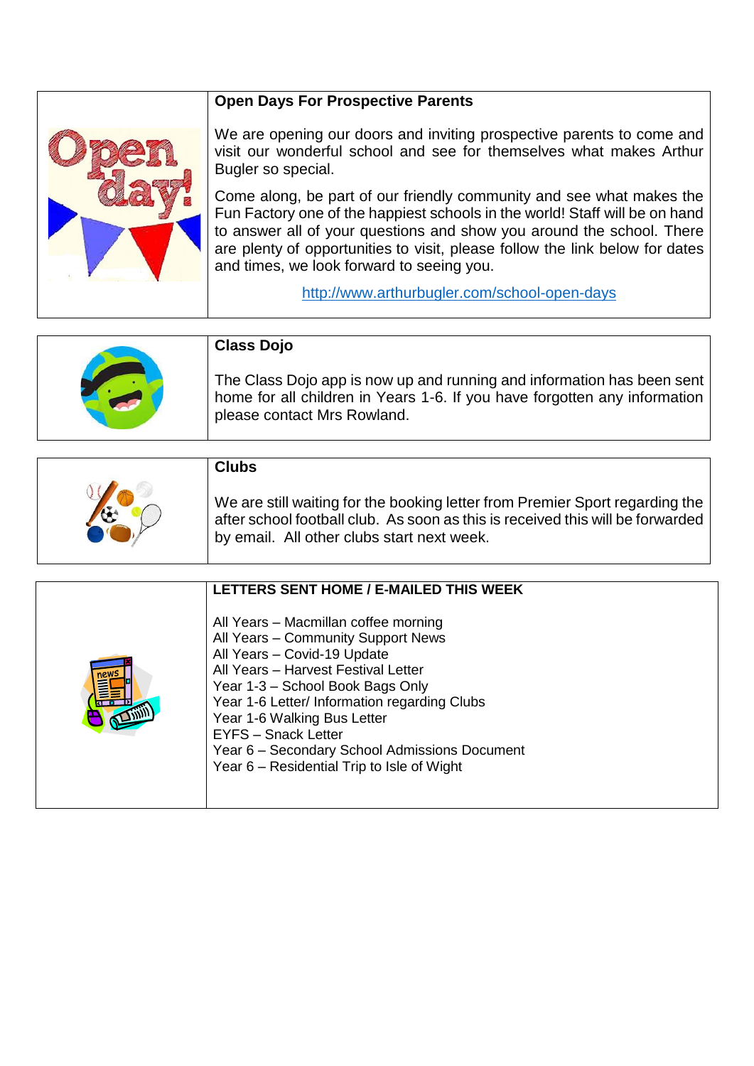## Open Days For Prospective Parents

We are opening our doors and inviting prospective parents to come and visit our wonderful school and see for themselves what makes Arthur Bugler so special.

Come along, be part of our friendly community and see what makes the Fun Factory one of the happiest schools in the world! Staff will be on hand to answer all of your questions and show you around the school. There are plenty of opportunities to visit, please follow the link below for dates and times, we look forward to seeing you.

http://www.arthurbugler.com/school-open-days

## Class Dojo

The Class Dojo app is now up and running and information has been sent home for all children in Years 1-6. If you have forgotten any information please contact Mrs Rowland.

## Clubs

We are still waiting for the booking letter from Premier Sport regarding the after school football club. As soon as this is received this will be forwarded by email. All other clubs start next week.

## LETTERS SENT HOME / E-MAILED THIS WEEK

All Years – Macmillan coffee morning
All Years – Community Support News
All Years – Covid-19 Update
All Years – Harvest Festival Letter
Year 1-3 – School Book Bags Only
Year 1-6 Letter/ Information regarding Clubs
Year 1-6 Walking Bus Letter
EYFS – Snack Letter
Year 6 – Secondary School Admissions Document
Year 6 – Residential Trip to Isle of Wight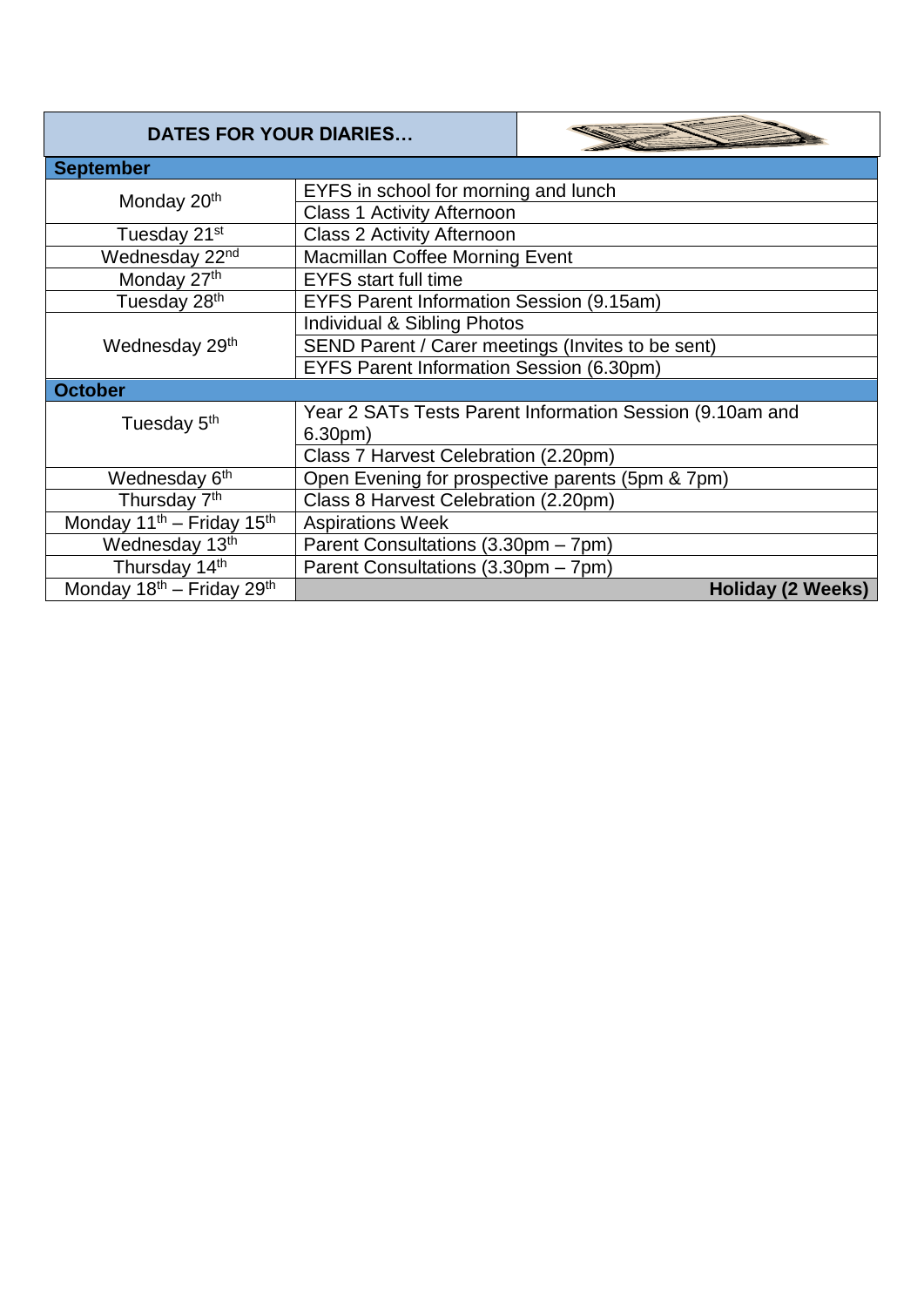| DATES FOR YOUR DIARIES… | |
|---|---|
| **September** | |
| Monday 20th | EYFS in school for morning and lunch |
| | Class 1 Activity Afternoon |
| Tuesday 21st | Class 2 Activity Afternoon |
| Wednesday 22nd | Macmillan Coffee Morning Event |
| Monday 27th | EYFS start full time |
| Tuesday 28th | EYFS Parent Information Session (9.15am) |
| Wednesday 29th | Individual & Sibling Photos |
| | SEND Parent / Carer meetings (Invites to be sent) |
| | EYFS Parent Information Session (6.30pm) |
| **October** | |
| Tuesday 5th | Year 2 SATs Tests Parent Information Session (9.10am and 6.30pm) |
| | Class 7 Harvest Celebration (2.20pm) |
| Wednesday 6th | Open Evening for prospective parents (5pm & 7pm) |
| Thursday 7th | Class 8 Harvest Celebration (2.20pm) |
| Monday 11th – Friday 15th | Aspirations Week |
| Wednesday 13th | Parent Consultations (3.30pm – 7pm) |
| Thursday 14th | Parent Consultations (3.30pm – 7pm) |
| Monday 18th – Friday 29th | **Holiday (2 Weeks)** |